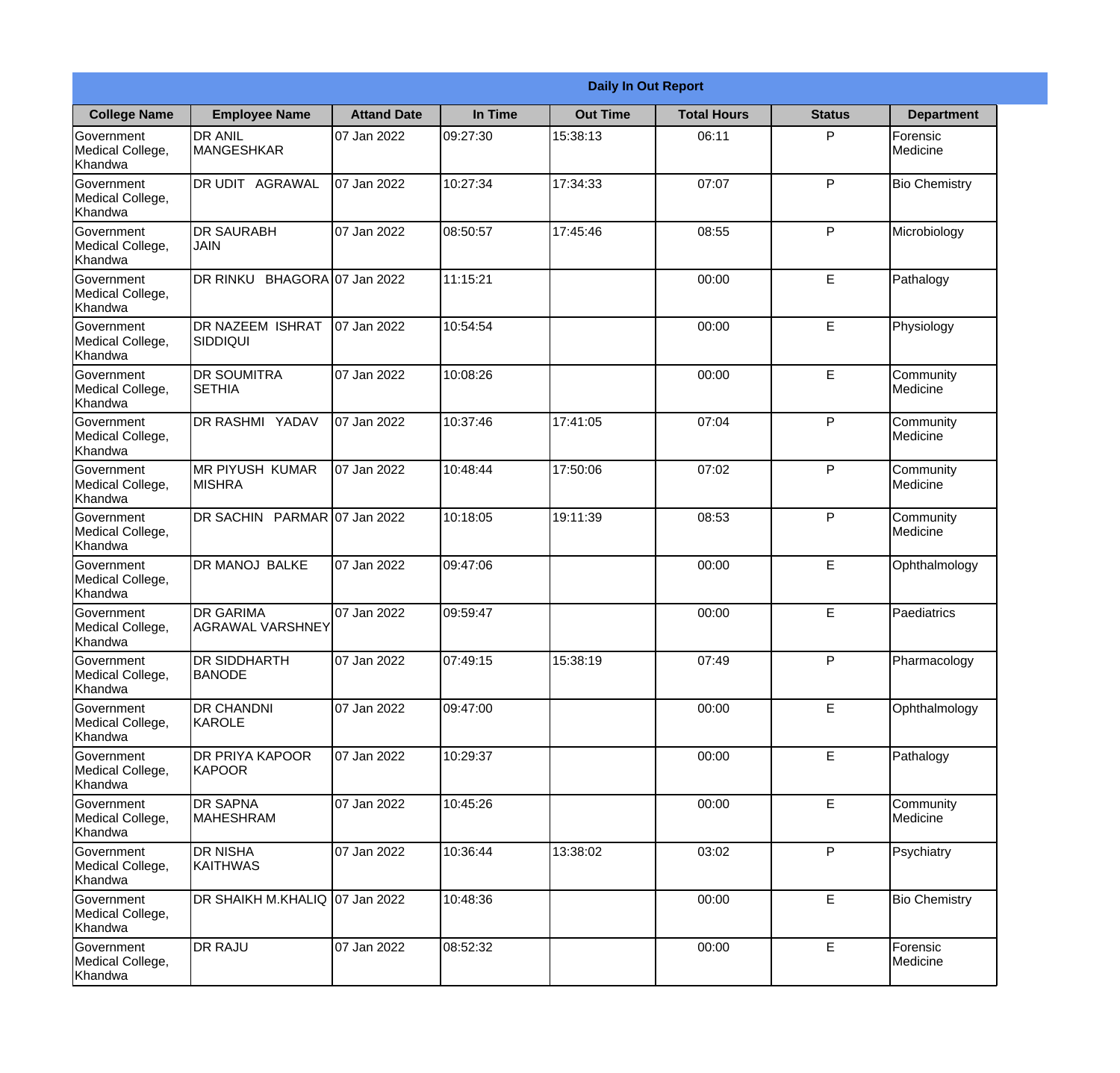| Daily In Out Report | | | | | | | |
|---|---|---|---|---|---|---|---|
| **College Name** | **Employee Name** | **Attand Date** | **In Time** | **Out Time** | **Total Hours** | **Status** | **Department** |
| Government Medical College, Khandwa | DR ANIL MANGESHKAR | 07 Jan 2022 | 09:27:30 | 15:38:13 | 06:11 | P | Forensic Medicine |
| Government Medical College, Khandwa | DR UDIT AGRAWAL | 07 Jan 2022 | 10:27:34 | 17:34:33 | 07:07 | P | Bio Chemistry |
| Government Medical College, Khandwa | DR SAURABH JAIN | 07 Jan 2022 | 08:50:57 | 17:45:46 | 08:55 | P | Microbiology |
| Government Medical College, Khandwa | DR RINKU BHAGORA | 07 Jan 2022 | 11:15:21 | | 00:00 | E | Pathalogy |
| Government Medical College, Khandwa | DR NAZEEM ISHRAT SIDDIQUI | 07 Jan 2022 | 10:54:54 | | 00:00 | E | Physiology |
| Government Medical College, Khandwa | DR SOUMITRA SETHIA | 07 Jan 2022 | 10:08:26 | | 00:00 | E | Community Medicine |
| Government Medical College, Khandwa | DR RASHMI YADAV | 07 Jan 2022 | 10:37:46 | 17:41:05 | 07:04 | P | Community Medicine |
| Government Medical College, Khandwa | MR PIYUSH KUMAR MISHRA | 07 Jan 2022 | 10:48:44 | 17:50:06 | 07:02 | P | Community Medicine |
| Government Medical College, Khandwa | DR SACHIN PARMAR | 07 Jan 2022 | 10:18:05 | 19:11:39 | 08:53 | P | Community Medicine |
| Government Medical College, Khandwa | DR MANOJ BALKE | 07 Jan 2022 | 09:47:06 | | 00:00 | E | Ophthalmology |
| Government Medical College, Khandwa | DR GARIMA AGRAWAL VARSHNEY | 07 Jan 2022 | 09:59:47 | | 00:00 | E | Paediatrics |
| Government Medical College, Khandwa | DR SIDDHARTH BANODE | 07 Jan 2022 | 07:49:15 | 15:38:19 | 07:49 | P | Pharmacology |
| Government Medical College, Khandwa | DR CHANDNI KAROLE | 07 Jan 2022 | 09:47:00 | | 00:00 | E | Ophthalmology |
| Government Medical College, Khandwa | DR PRIYA KAPOOR KAPOOR | 07 Jan 2022 | 10:29:37 | | 00:00 | E | Pathalogy |
| Government Medical College, Khandwa | DR SAPNA MAHESHRAM | 07 Jan 2022 | 10:45:26 | | 00:00 | E | Community Medicine |
| Government Medical College, Khandwa | DR NISHA KAITHWAS | 07 Jan 2022 | 10:36:44 | 13:38:02 | 03:02 | P | Psychiatry |
| Government Medical College, Khandwa | DR SHAIKH M.KHALIQ | 07 Jan 2022 | 10:48:36 | | 00:00 | E | Bio Chemistry |
| Government Medical College, Khandwa | DR RAJU | 07 Jan 2022 | 08:52:32 | | 00:00 | E | Forensic Medicine |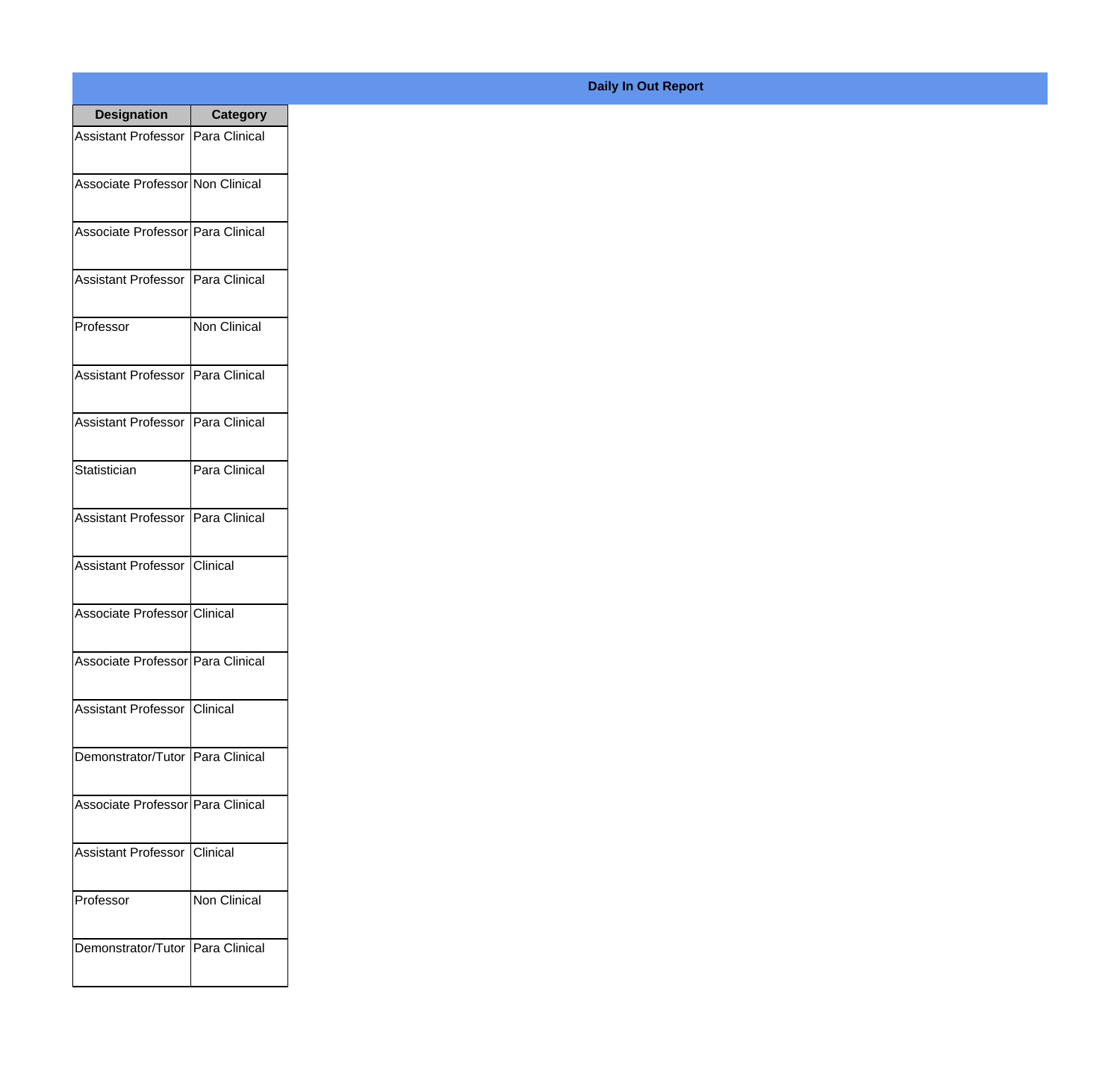**Daily In Out Report**

| Designation | Category |
| --- | --- |
| Assistant Professor | Para Clinical |
| Associate Professor | Non Clinical |
| Associate Professor | Para Clinical |
| Assistant Professor | Para Clinical |
| Professor | Non Clinical |
| Assistant Professor | Para Clinical |
| Assistant Professor | Para Clinical |
| Statistician | Para Clinical |
| Assistant Professor | Para Clinical |
| Assistant Professor | Clinical |
| Associate Professor | Clinical |
| Associate Professor | Para Clinical |
| Assistant Professor | Clinical |
| Demonstrator/Tutor | Para Clinical |
| Associate Professor | Para Clinical |
| Assistant Professor | Clinical |
| Professor | Non Clinical |
| Demonstrator/Tutor | Para Clinical |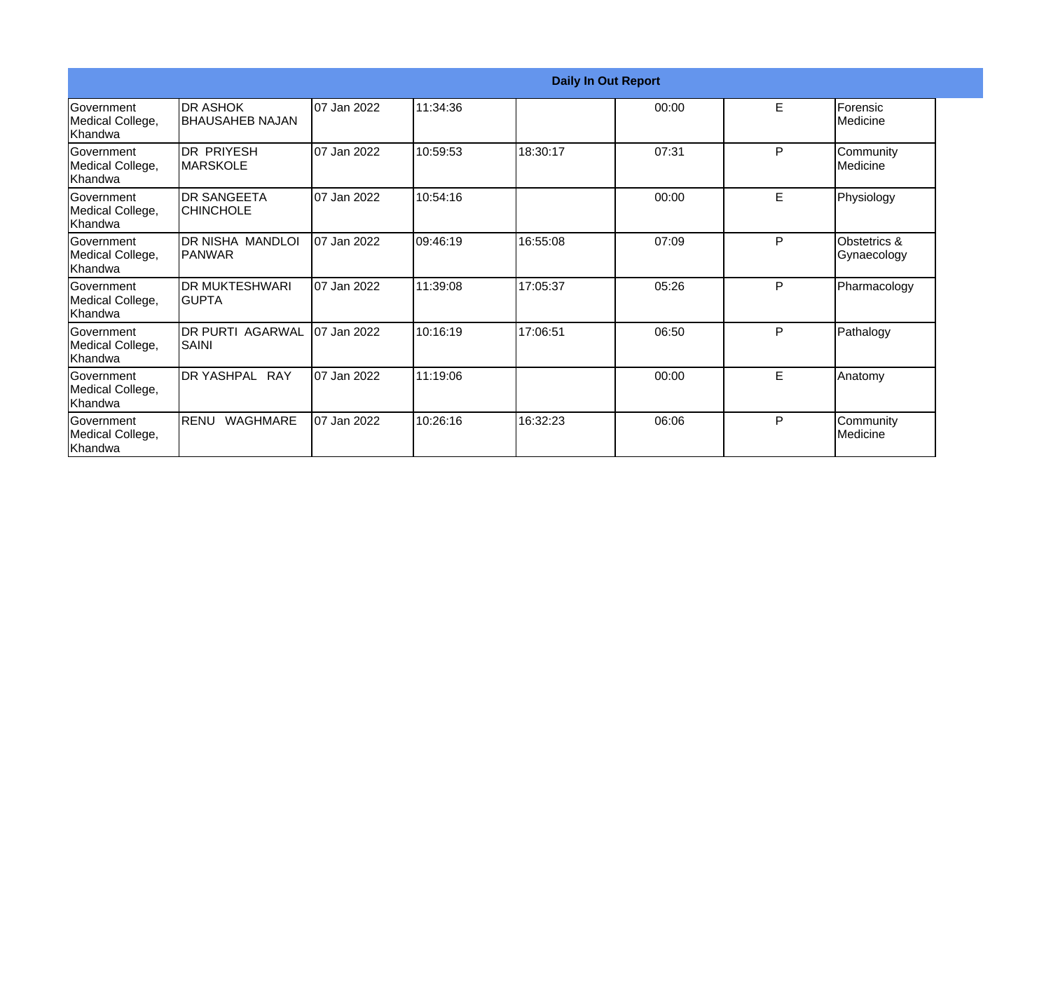| Daily In Out Report | | | | | | | |
|---|---|---|---|---|---|---|---|
| Government Medical College, Khandwa | DR ASHOK BHAUSAHEB NAJAN | 07 Jan 2022 | 11:34:36 | | 00:00 | E | Forensic Medicine |
| Government Medical College, Khandwa | DR PRIYESH MARSKOLE | 07 Jan 2022 | 10:59:53 | 18:30:17 | 07:31 | P | Community Medicine |
| Government Medical College, Khandwa | DR SANGEETA CHINCHOLE | 07 Jan 2022 | 10:54:16 | | 00:00 | E | Physiology |
| Government Medical College, Khandwa | DR NISHA MANDLOI PANWAR | 07 Jan 2022 | 09:46:19 | 16:55:08 | 07:09 | P | Obstetrics & Gynaecology |
| Government Medical College, Khandwa | DR MUKTESHWARI GUPTA | 07 Jan 2022 | 11:39:08 | 17:05:37 | 05:26 | P | Pharmacology |
| Government Medical College, Khandwa | DR PURTI AGARWAL SAINI | 07 Jan 2022 | 10:16:19 | 17:06:51 | 06:50 | P | Pathalogy |
| Government Medical College, Khandwa | DR YASHPAL RAY | 07 Jan 2022 | 11:19:06 | | 00:00 | E | Anatomy |
| Government Medical College, Khandwa | RENU WAGHMARE | 07 Jan 2022 | 10:26:16 | 16:32:23 | 06:06 | P | Community Medicine |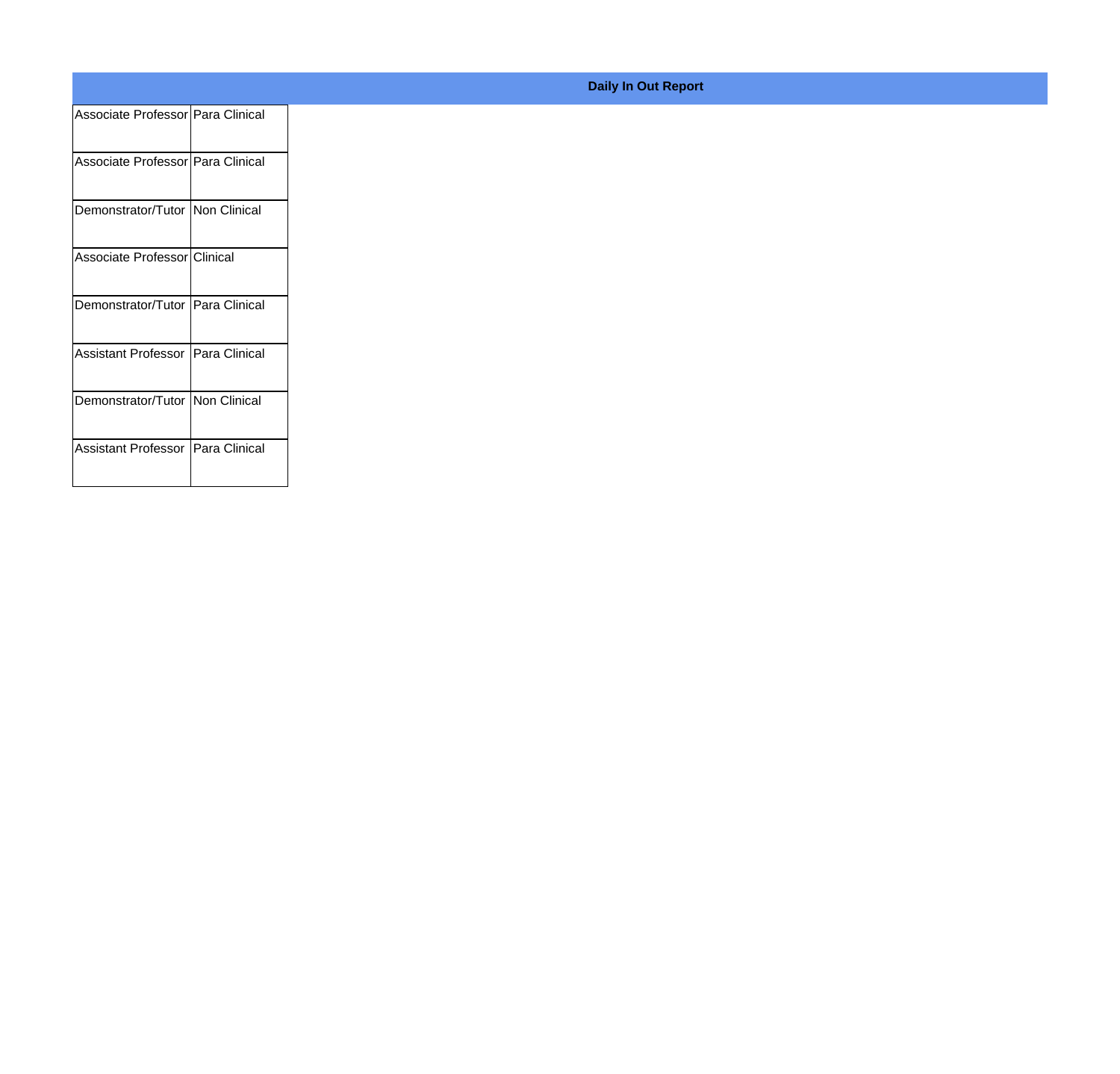**Daily In Out Report**

| | |
|---|---|
| Associate Professor | Para Clinical |
| Associate Professor | Para Clinical |
| Demonstrator/Tutor | Non Clinical |
| Associate Professor | Clinical |
| Demonstrator/Tutor | Para Clinical |
| Assistant Professor | Para Clinical |
| Demonstrator/Tutor | Non Clinical |
| Assistant Professor | Para Clinical |